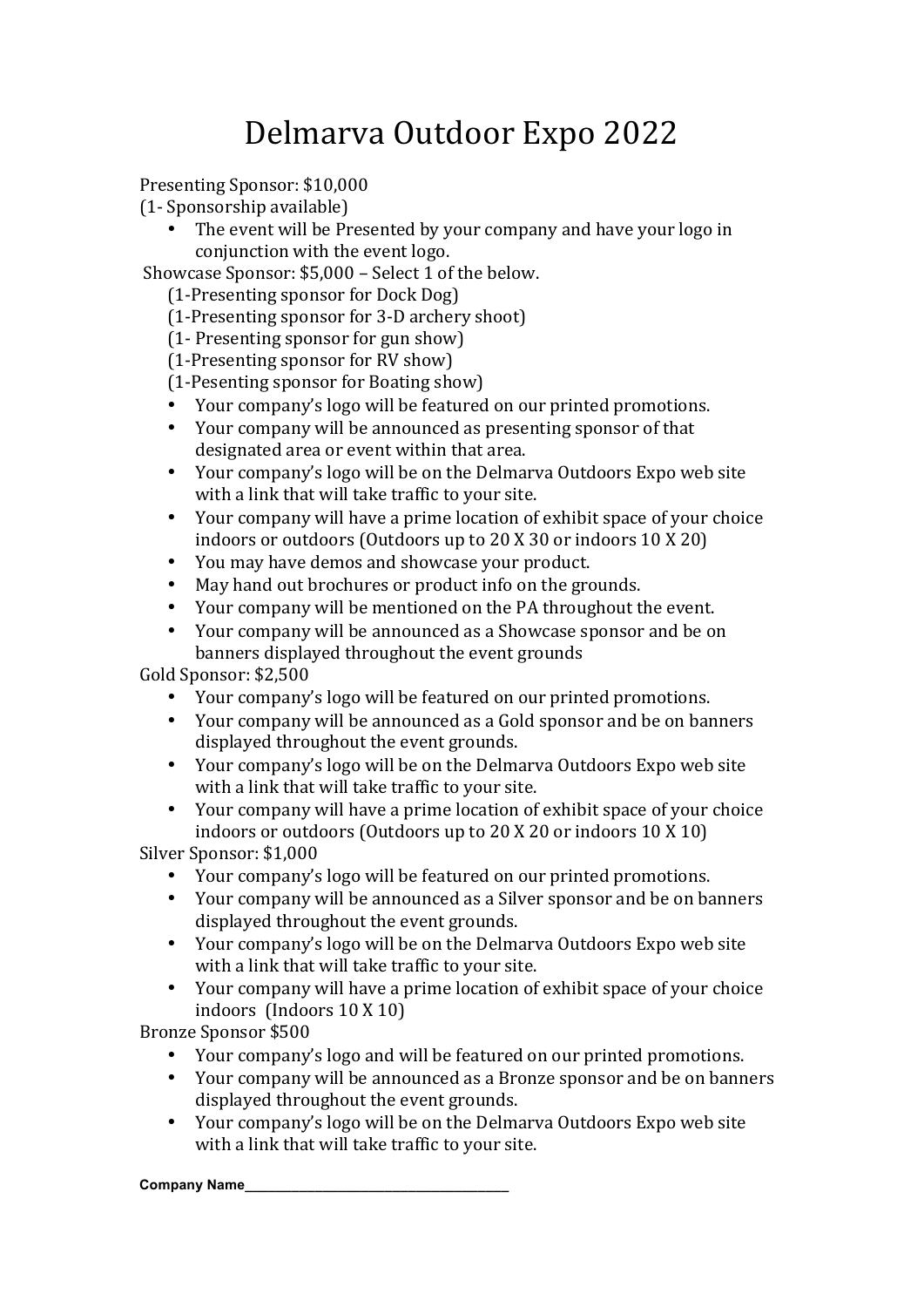# Delmarva Outdoor Expo 2022

Presenting Sponsor: $10,000

(1- Sponsorship available)

- The event will be Presented by your company and have your logo in conjunction with the event logo.

Showcase Sponsor: $5,000 – Select 1 of the below.

(1-Presenting sponsor for Dock Dog)

(1-Presenting sponsor for 3-D archery shoot)

(1- Presenting sponsor for gun show)

(1-Presenting sponsor for RV show)

(1-Pesenting sponsor for Boating show)

- Your company's logo will be featured on our printed promotions.
- Your company will be announced as presenting sponsor of that designated area or event within that area.
- Your company's logo will be on the Delmarva Outdoors Expo web site with a link that will take traffic to your site.
- Your company will have a prime location of exhibit space of your choice indoors or outdoors (Outdoors up to 20 X 30 or indoors 10 X 20)
- You may have demos and showcase your product.
- May hand out brochures or product info on the grounds.
- Your company will be mentioned on the PA throughout the event.
- Your company will be announced as a Showcase sponsor and be on banners displayed throughout the event grounds

Gold Sponsor: $2,500

- Your company's logo will be featured on our printed promotions.
- Your company will be announced as a Gold sponsor and be on banners displayed throughout the event grounds.
- Your company's logo will be on the Delmarva Outdoors Expo web site with a link that will take traffic to your site.
- Your company will have a prime location of exhibit space of your choice indoors or outdoors (Outdoors up to 20 X 20 or indoors 10 X 10)

Silver Sponsor: $1,000

- Your company's logo will be featured on our printed promotions.
- Your company will be announced as a Silver sponsor and be on banners displayed throughout the event grounds.
- Your company's logo will be on the Delmarva Outdoors Expo web site with a link that will take traffic to your site.
- Your company will have a prime location of exhibit space of your choice indoors (Indoors 10 X 10)

Bronze Sponsor $500

- Your company's logo and will be featured on our printed promotions.
- Your company will be announced as a Bronze sponsor and be on banners displayed throughout the event grounds.
- Your company's logo will be on the Delmarva Outdoors Expo web site with a link that will take traffic to your site.

**Company Name**___________________________________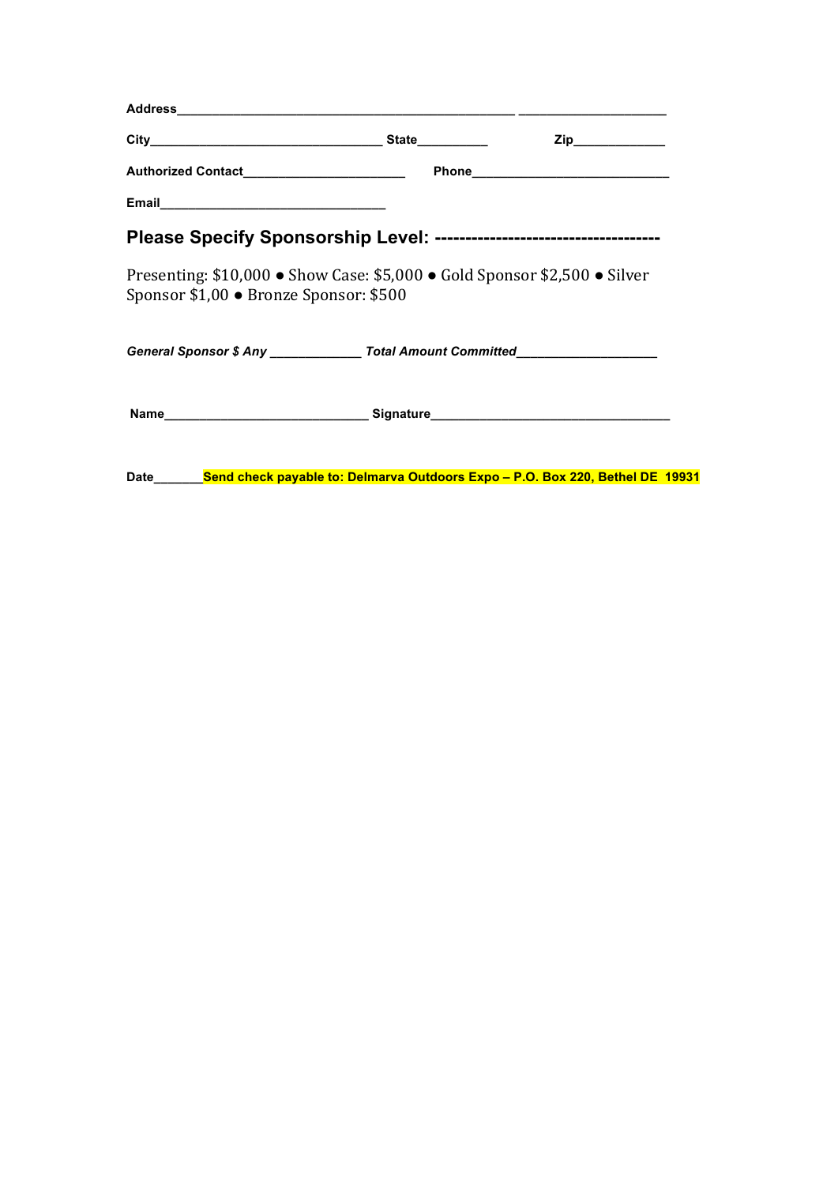**Address**_______________________________________________ ____________________

**City**________________________________ **State**_________ **Zip**____________

**Authorized Contact**______________________ **Phone**___________________________

**Email**_______________________________

## Please Specify Sponsorship Level: ------------------------------------

Presenting: $10,000 ● Show Case: $5,000 ● Gold Sponsor $2,500 ● Silver Sponsor $1,00 ● Bronze Sponsor: $500

***General Sponsor $ Any*** _____________ ***Total Amount Committed***___________________

**Name**____________________________ **Signature**_________________________________

**Date**_______**Send check payable to: Delmarva Outdoors Expo – P.O. Box 220, Bethel DE 19931**